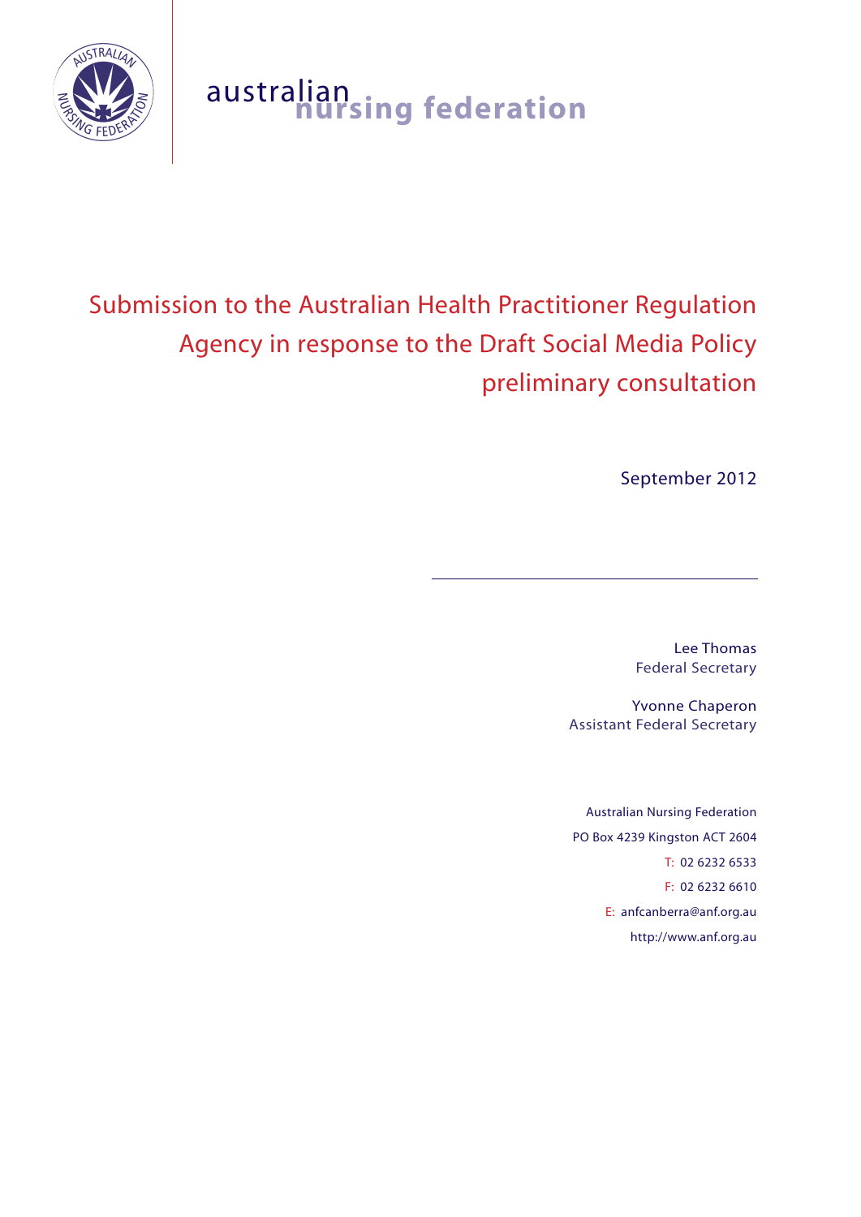australian nursing federation

# Submission to the Australian Health Practitioner Regulation Agency in response to the Draft Social Media Policy preliminary consultation

September 2012

Lee Thomas
Federal Secretary

Yvonne Chaperon
Assistant Federal Secretary

Australian Nursing Federation
PO Box 4239 Kingston ACT 2604
T: 02 6232 6533
F: 02 6232 6610
E: anfcanberra@anf.org.au
http://www.anf.org.au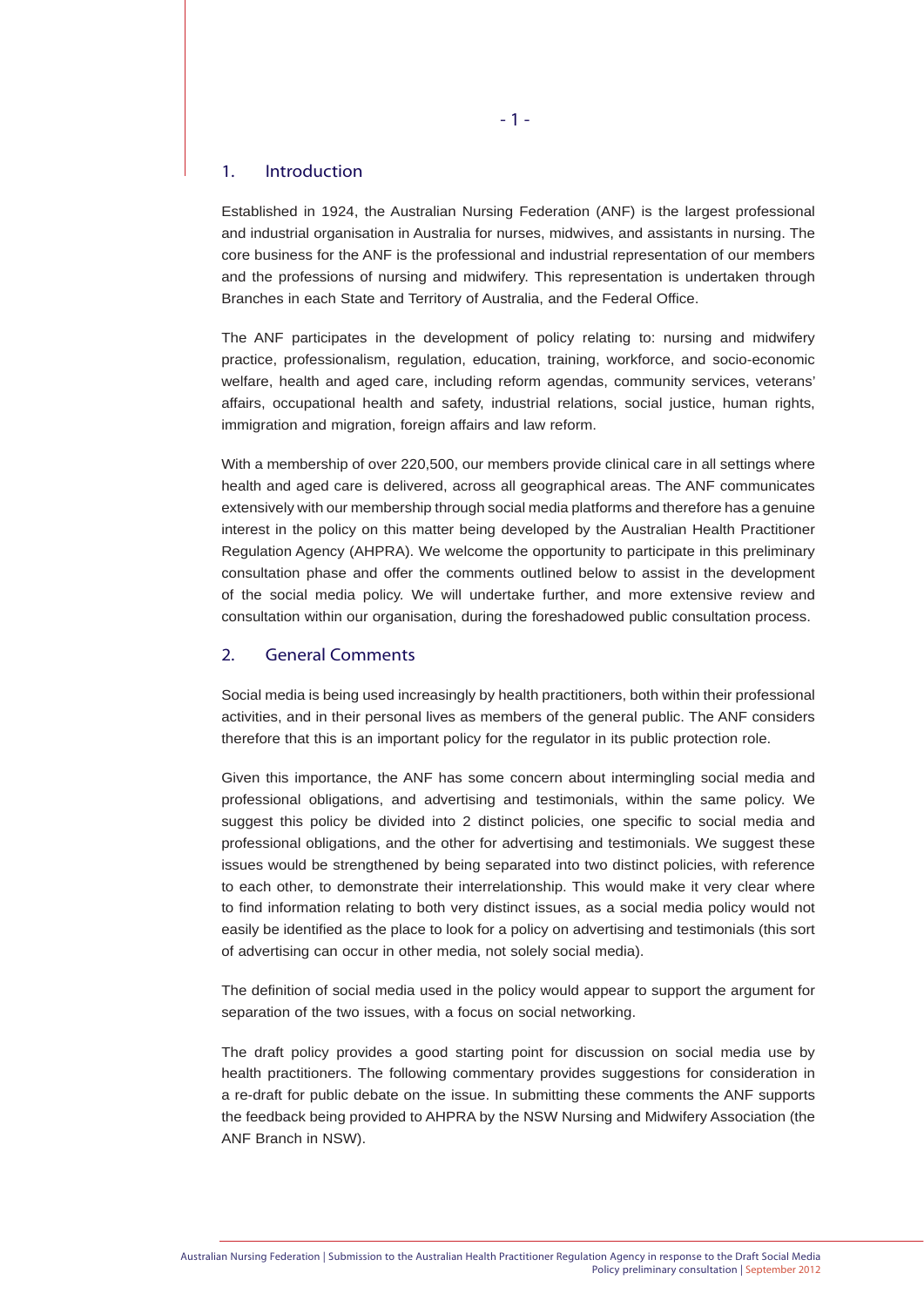## 1. Introduction

Established in 1924, the Australian Nursing Federation (ANF) is the largest professional and industrial organisation in Australia for nurses, midwives, and assistants in nursing. The core business for the ANF is the professional and industrial representation of our members and the professions of nursing and midwifery. This representation is undertaken through Branches in each State and Territory of Australia, and the Federal Office.

The ANF participates in the development of policy relating to: nursing and midwifery practice, professionalism, regulation, education, training, workforce, and socio-economic welfare, health and aged care, including reform agendas, community services, veterans' affairs, occupational health and safety, industrial relations, social justice, human rights, immigration and migration, foreign affairs and law reform.

With a membership of over 220,500, our members provide clinical care in all settings where health and aged care is delivered, across all geographical areas. The ANF communicates extensively with our membership through social media platforms and therefore has a genuine interest in the policy on this matter being developed by the Australian Health Practitioner Regulation Agency (AHPRA). We welcome the opportunity to participate in this preliminary consultation phase and offer the comments outlined below to assist in the development of the social media policy. We will undertake further, and more extensive review and consultation within our organisation, during the foreshadowed public consultation process.

## 2. General Comments

Social media is being used increasingly by health practitioners, both within their professional activities, and in their personal lives as members of the general public. The ANF considers therefore that this is an important policy for the regulator in its public protection role.

Given this importance, the ANF has some concern about intermingling social media and professional obligations, and advertising and testimonials, within the same policy. We suggest this policy be divided into 2 distinct policies, one specific to social media and professional obligations, and the other for advertising and testimonials. We suggest these issues would be strengthened by being separated into two distinct policies, with reference to each other, to demonstrate their interrelationship. This would make it very clear where to find information relating to both very distinct issues, as a social media policy would not easily be identified as the place to look for a policy on advertising and testimonials (this sort of advertising can occur in other media, not solely social media).

The definition of social media used in the policy would appear to support the argument for separation of the two issues, with a focus on social networking.

The draft policy provides a good starting point for discussion on social media use by health practitioners. The following commentary provides suggestions for consideration in a re-draft for public debate on the issue. In submitting these comments the ANF supports the feedback being provided to AHPRA by the NSW Nursing and Midwifery Association (the ANF Branch in NSW).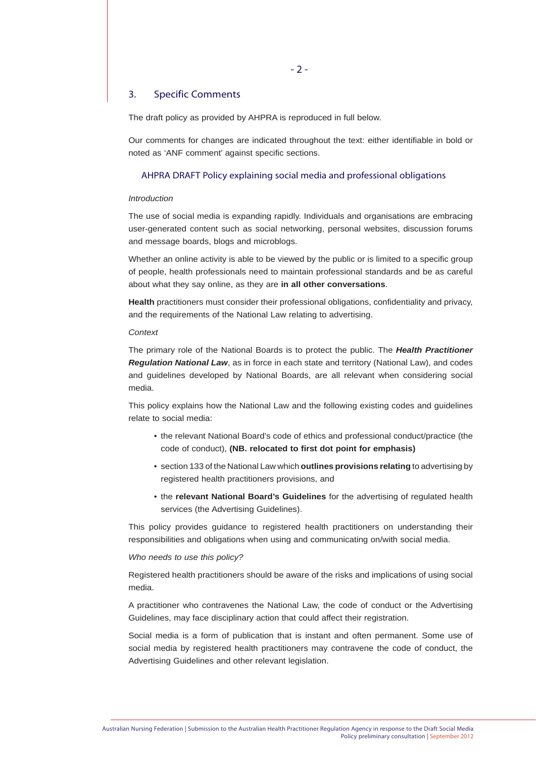## 3. Specific Comments

The draft policy as provided by AHPRA is reproduced in full below.

Our comments for changes are indicated throughout the text: either identifiable in bold or noted as 'ANF comment' against specific sections.

### AHPRA DRAFT Policy explaining social media and professional obligations

*Introduction*

The use of social media is expanding rapidly. Individuals and organisations are embracing user-generated content such as social networking, personal websites, discussion forums and message boards, blogs and microblogs.

Whether an online activity is able to be viewed by the public or is limited to a specific group of people, health professionals need to maintain professional standards and be as careful about what they say online, as they are **in all other conversations**.

**Health** practitioners must consider their professional obligations, confidentiality and privacy, and the requirements of the National Law relating to advertising.

*Context*

The primary role of the National Boards is to protect the public. The ***Health Practitioner Regulation National Law***, as in force in each state and territory (National Law), and codes and guidelines developed by National Boards, are all relevant when considering social media.

This policy explains how the National Law and the following existing codes and guidelines relate to social media:

- the relevant National Board's code of ethics and professional conduct/practice (the code of conduct), **(NB. relocated to first dot point for emphasis)**
- section 133 of the National Law which **outlines provisions relating** to advertising by registered health practitioners provisions, and
- the **relevant National Board's Guidelines** for the advertising of regulated health services (the Advertising Guidelines).

This policy provides guidance to registered health practitioners on understanding their responsibilities and obligations when using and communicating on/with social media.

*Who needs to use this policy?*

Registered health practitioners should be aware of the risks and implications of using social media.

A practitioner who contravenes the National Law, the code of conduct or the Advertising Guidelines, may face disciplinary action that could affect their registration.

Social media is a form of publication that is instant and often permanent. Some use of social media by registered health practitioners may contravene the code of conduct, the Advertising Guidelines and other relevant legislation.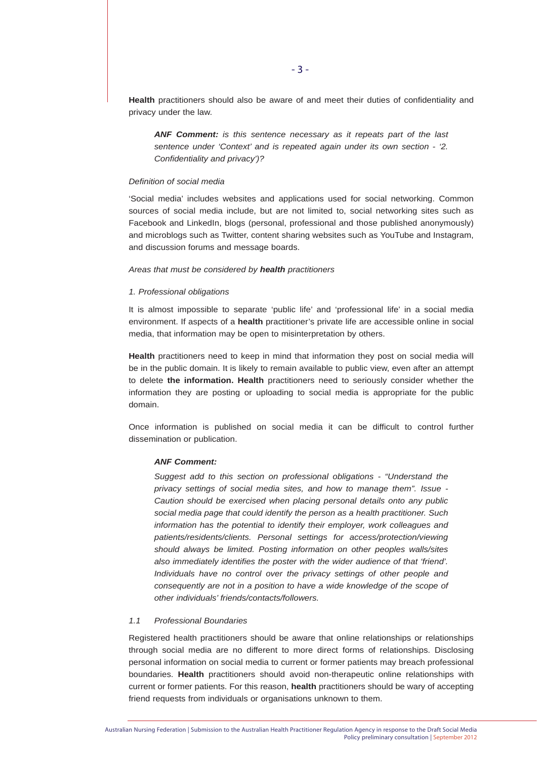**Health** practitioners should also be aware of and meet their duties of confidentiality and privacy under the law.

> ***ANF Comment:*** *is this sentence necessary as it repeats part of the last sentence under 'Context' and is repeated again under its own section - '2. Confidentiality and privacy')?*

*Definition of social media*

'Social media' includes websites and applications used for social networking. Common sources of social media include, but are not limited to, social networking sites such as Facebook and LinkedIn, blogs (personal, professional and those published anonymously) and microblogs such as Twitter, content sharing websites such as YouTube and Instagram, and discussion forums and message boards.

*Areas that must be considered by **health** practitioners*

*1. Professional obligations*

It is almost impossible to separate 'public life' and 'professional life' in a social media environment. If aspects of a **health** practitioner's private life are accessible online in social media, that information may be open to misinterpretation by others.

**Health** practitioners need to keep in mind that information they post on social media will be in the public domain. It is likely to remain available to public view, even after an attempt to delete **the information. Health** practitioners need to seriously consider whether the information they are posting or uploading to social media is appropriate for the public domain.

Once information is published on social media it can be difficult to control further dissemination or publication.

> ***ANF Comment:***
>
> *Suggest add to this section on professional obligations - "Understand the privacy settings of social media sites, and how to manage them". Issue - Caution should be exercised when placing personal details onto any public social media page that could identify the person as a health practitioner. Such information has the potential to identify their employer, work colleagues and patients/residents/clients. Personal settings for access/protection/viewing should always be limited. Posting information on other peoples walls/sites also immediately identifies the poster with the wider audience of that 'friend'. Individuals have no control over the privacy settings of other people and consequently are not in a position to have a wide knowledge of the scope of other individuals' friends/contacts/followers.*

*1.1 Professional Boundaries*

Registered health practitioners should be aware that online relationships or relationships through social media are no different to more direct forms of relationships. Disclosing personal information on social media to current or former patients may breach professional boundaries. **Health** practitioners should avoid non-therapeutic online relationships with current or former patients. For this reason, **health** practitioners should be wary of accepting friend requests from individuals or organisations unknown to them.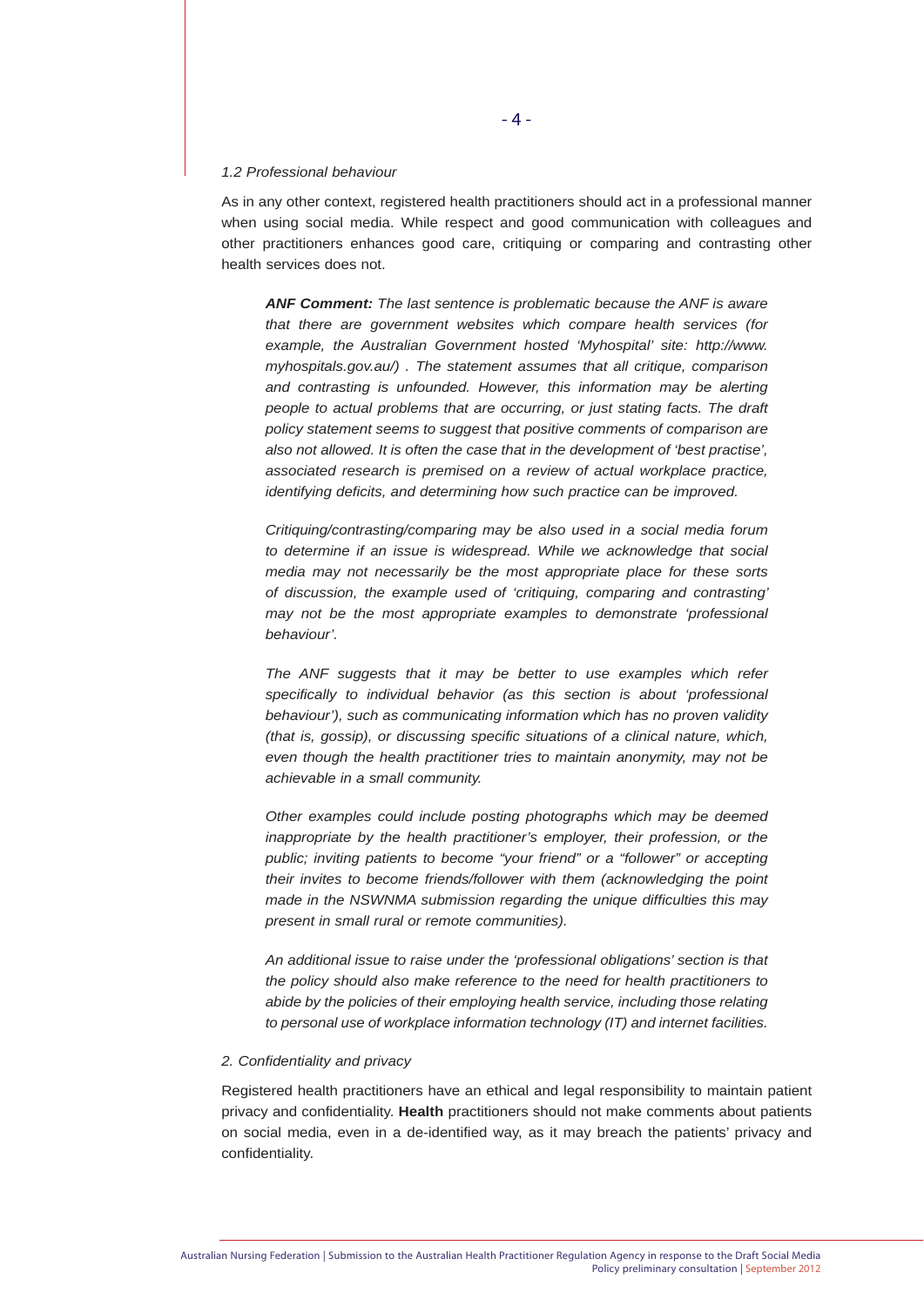*1.2 Professional behaviour*

As in any other context, registered health practitioners should act in a professional manner when using social media. While respect and good communication with colleagues and other practitioners enhances good care, critiquing or comparing and contrasting other health services does not.

> ***ANF Comment:*** *The last sentence is problematic because the ANF is aware that there are government websites which compare health services (for example, the Australian Government hosted 'Myhospital' site: http://www.myhospitals.gov.au/) . The statement assumes that all critique, comparison and contrasting is unfounded. However, this information may be alerting people to actual problems that are occurring, or just stating facts. The draft policy statement seems to suggest that positive comments of comparison are also not allowed. It is often the case that in the development of 'best practise', associated research is premised on a review of actual workplace practice, identifying deficits, and determining how such practice can be improved.*
>
> *Critiquing/contrasting/comparing may be also used in a social media forum to determine if an issue is widespread. While we acknowledge that social media may not necessarily be the most appropriate place for these sorts of discussion, the example used of 'critiquing, comparing and contrasting' may not be the most appropriate examples to demonstrate 'professional behaviour'.*
>
> *The ANF suggests that it may be better to use examples which refer specifically to individual behavior (as this section is about 'professional behaviour'), such as communicating information which has no proven validity (that is, gossip), or discussing specific situations of a clinical nature, which, even though the health practitioner tries to maintain anonymity, may not be achievable in a small community.*
>
> *Other examples could include posting photographs which may be deemed inappropriate by the health practitioner's employer, their profession, or the public; inviting patients to become "your friend" or a "follower" or accepting their invites to become friends/follower with them (acknowledging the point made in the NSWNMA submission regarding the unique difficulties this may present in small rural or remote communities).*
>
> *An additional issue to raise under the 'professional obligations' section is that the policy should also make reference to the need for health practitioners to abide by the policies of their employing health service, including those relating to personal use of workplace information technology (IT) and internet facilities.*

*2. Confidentiality and privacy*

Registered health practitioners have an ethical and legal responsibility to maintain patient privacy and confidentiality. **Health** practitioners should not make comments about patients on social media, even in a de-identified way, as it may breach the patients' privacy and confidentiality.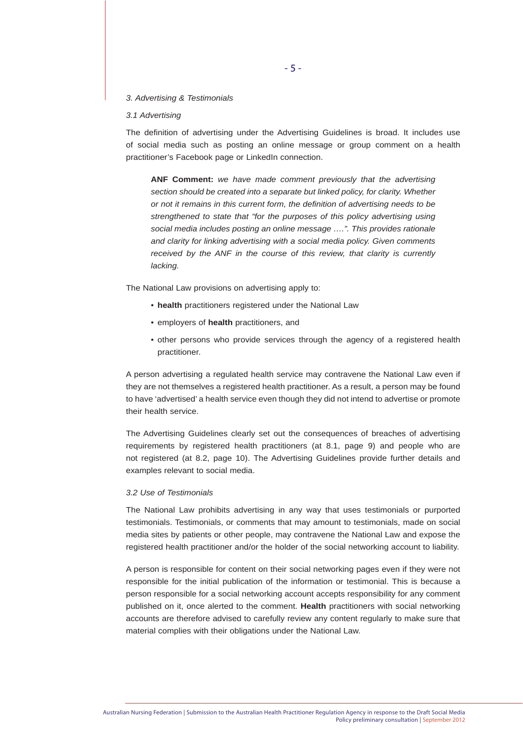*3. Advertising & Testimonials*

*3.1 Advertising*

The definition of advertising under the Advertising Guidelines is broad. It includes use of social media such as posting an online message or group comment on a health practitioner's Facebook page or LinkedIn connection.

> **ANF Comment:** *we have made comment previously that the advertising section should be created into a separate but linked policy, for clarity. Whether or not it remains in this current form, the definition of advertising needs to be strengthened to state that "for the purposes of this policy advertising using social media includes posting an online message ….". This provides rationale and clarity for linking advertising with a social media policy. Given comments received by the ANF in the course of this review, that clarity is currently lacking.*

The National Law provisions on advertising apply to:

- **health** practitioners registered under the National Law
- employers of **health** practitioners, and
- other persons who provide services through the agency of a registered health practitioner.

A person advertising a regulated health service may contravene the National Law even if they are not themselves a registered health practitioner. As a result, a person may be found to have 'advertised' a health service even though they did not intend to advertise or promote their health service.

The Advertising Guidelines clearly set out the consequences of breaches of advertising requirements by registered health practitioners (at 8.1, page 9) and people who are not registered (at 8.2, page 10). The Advertising Guidelines provide further details and examples relevant to social media.

*3.2 Use of Testimonials*

The National Law prohibits advertising in any way that uses testimonials or purported testimonials. Testimonials, or comments that may amount to testimonials, made on social media sites by patients or other people, may contravene the National Law and expose the registered health practitioner and/or the holder of the social networking account to liability.

A person is responsible for content on their social networking pages even if they were not responsible for the initial publication of the information or testimonial. This is because a person responsible for a social networking account accepts responsibility for any comment published on it, once alerted to the comment. **Health** practitioners with social networking accounts are therefore advised to carefully review any content regularly to make sure that material complies with their obligations under the National Law.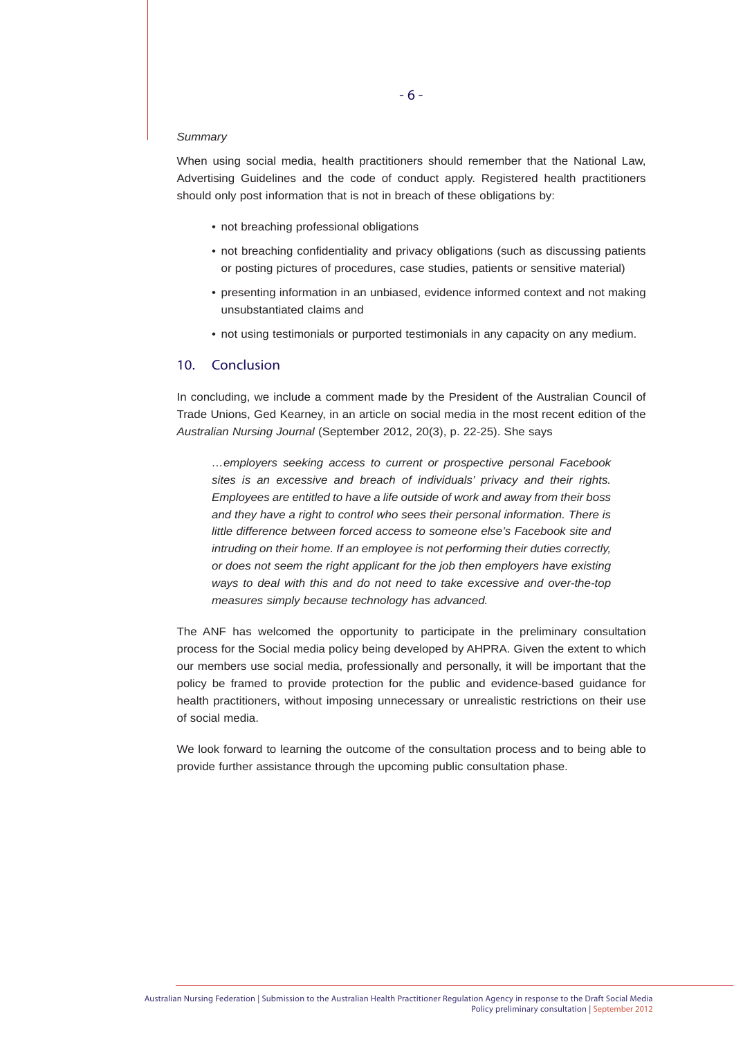*Summary*

When using social media, health practitioners should remember that the National Law, Advertising Guidelines and the code of conduct apply. Registered health practitioners should only post information that is not in breach of these obligations by:

- not breaching professional obligations
- not breaching confidentiality and privacy obligations (such as discussing patients or posting pictures of procedures, case studies, patients or sensitive material)
- presenting information in an unbiased, evidence informed context and not making unsubstantiated claims and
- not using testimonials or purported testimonials in any capacity on any medium.

## 10. Conclusion

In concluding, we include a comment made by the President of the Australian Council of Trade Unions, Ged Kearney, in an article on social media in the most recent edition of the *Australian Nursing Journal* (September 2012, 20(3), p. 22-25). She says

> *…employers seeking access to current or prospective personal Facebook sites is an excessive and breach of individuals' privacy and their rights. Employees are entitled to have a life outside of work and away from their boss and they have a right to control who sees their personal information. There is little difference between forced access to someone else's Facebook site and intruding on their home. If an employee is not performing their duties correctly, or does not seem the right applicant for the job then employers have existing ways to deal with this and do not need to take excessive and over-the-top measures simply because technology has advanced.*

The ANF has welcomed the opportunity to participate in the preliminary consultation process for the Social media policy being developed by AHPRA. Given the extent to which our members use social media, professionally and personally, it will be important that the policy be framed to provide protection for the public and evidence-based guidance for health practitioners, without imposing unnecessary or unrealistic restrictions on their use of social media.

We look forward to learning the outcome of the consultation process and to being able to provide further assistance through the upcoming public consultation phase.